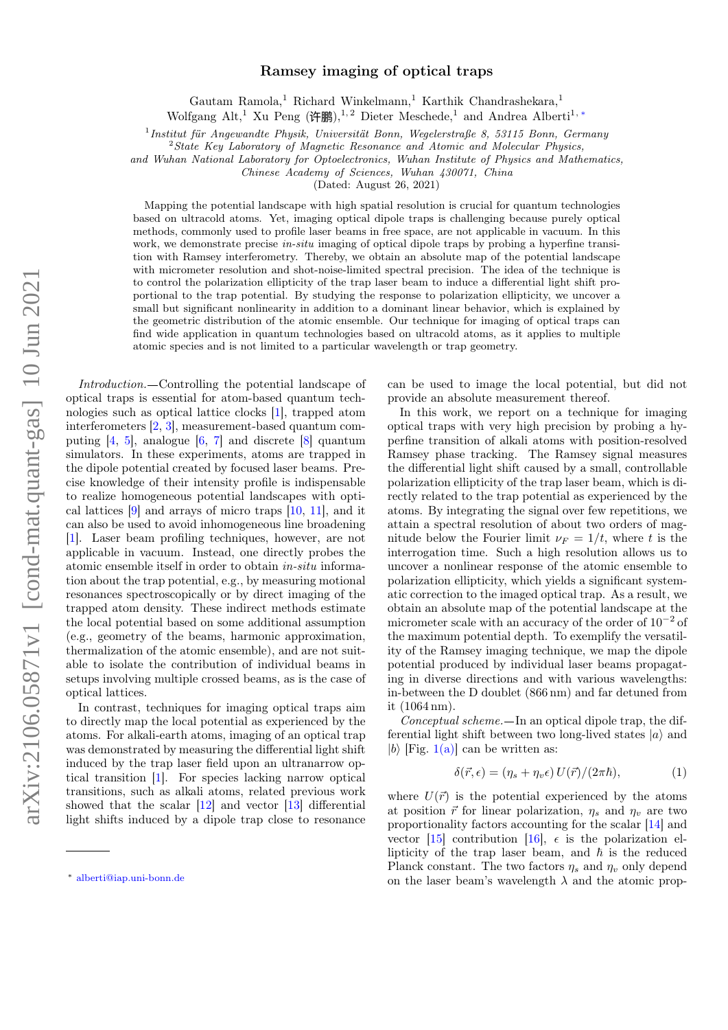# Ramsey imaging of optical traps

Gautam Ramola,[1] Richard Winkelmann,[1] Karthik Chandrashekara,[1] Wolfgang Alt,[1] Xu Peng (许鹏),[1,2] Dieter Meschede,[1] and Andrea Alberti[1,*]

[1] *Institut für Angewandte Physik, Universität Bonn, Wegelerstraße 8, 53115 Bonn, Germany*
[2] *State Key Laboratory of Magnetic Resonance and Atomic and Molecular Physics, and Wuhan National Laboratory for Optoelectronics, Wuhan Institute of Physics and Mathematics, Chinese Academy of Sciences, Wuhan 430071, China*

(Dated: August 26, 2021)

Mapping the potential landscape with high spatial resolution is crucial for quantum technologies based on ultracold atoms. Yet, imaging optical dipole traps is challenging because purely optical methods, commonly used to profile laser beams in free space, are not applicable in vacuum. In this work, we demonstrate precise *in-situ* imaging of optical dipole traps by probing a hyperfine transition with Ramsey interferometry. Thereby, we obtain an absolute map of the potential landscape with micrometer resolution and shot-noise-limited spectral precision. The idea of the technique is to control the polarization ellipticity of the trap laser beam to induce a differential light shift proportional to the trap potential. By studying the response to polarization ellipticity, we uncover a small but significant nonlinearity in addition to a dominant linear behavior, which is explained by the geometric distribution of the atomic ensemble. Our technique for imaging of optical traps can find wide application in quantum technologies based on ultracold atoms, as it applies to multiple atomic species and is not limited to a particular wavelength or trap geometry.

*Introduction.*—Controlling the potential landscape of optical traps is essential for atom-based quantum technologies such as optical lattice clocks [1], trapped atom interferometers [2, 3], measurement-based quantum computing [4, 5], analogue [6, 7] and discrete [8] quantum simulators. In these experiments, atoms are trapped in the dipole potential created by focused laser beams. Precise knowledge of their intensity profile is indispensable to realize homogeneous potential landscapes with optical lattices [9] and arrays of micro traps [10, 11], and it can also be used to avoid inhomogeneous line broadening [1]. Laser beam profiling techniques, however, are not applicable in vacuum. Instead, one directly probes the atomic ensemble itself in order to obtain *in-situ* information about the trap potential, e.g., by measuring motional resonances spectroscopically or by direct imaging of the trapped atom density. These indirect methods estimate the local potential based on some additional assumption (e.g., geometry of the beams, harmonic approximation, thermalization of the atomic ensemble), and are not suitable to isolate the contribution of individual beams in setups involving multiple crossed beams, as is the case of optical lattices.

In contrast, techniques for imaging optical traps aim to directly map the local potential as experienced by the atoms. For alkali-earth atoms, imaging of an optical trap was demonstrated by measuring the differential light shift induced by the trap laser field upon an ultranarrow optical transition [1]. For species lacking narrow optical transitions, such as alkali atoms, related previous work showed that the scalar [12] and vector [13] differential light shifts induced by a dipole trap close to resonance can be used to image the local potential, but did not provide an absolute measurement thereof.

In this work, we report on a technique for imaging optical traps with very high precision by probing a hyperfine transition of alkali atoms with position-resolved Ramsey phase tracking. The Ramsey signal measures the differential light shift caused by a small, controllable polarization ellipticity of the trap laser beam, which is directly related to the trap potential as experienced by the atoms. By integrating the signal over few repetitions, we attain a spectral resolution of about two orders of magnitude below the Fourier limit $\nu_F = 1/t$, where $t$ is the interrogation time. Such a high resolution allows us to uncover a nonlinear response of the atomic ensemble to polarization ellipticity, which yields a significant systematic correction to the imaged optical trap. As a result, we obtain an absolute map of the potential landscape at the micrometer scale with an accuracy of the order of $10^{-2}$ of the maximum potential depth. To exemplify the versatility of the Ramsey imaging technique, we map the dipole potential produced by individual laser beams propagating in diverse directions and with various wavelengths: in-between the D doublet (866 nm) and far detuned from it (1064 nm).

*Conceptual scheme.*—In an optical dipole trap, the differential light shift between two long-lived states $|a\rangle$ and $|b\rangle$ [Fig. 1(a)] can be written as:

$$\delta(\vec{r}, \epsilon) = (\eta_s + \eta_v \epsilon)\, U(\vec{r})/(2\pi\hbar), \tag{1}$$

where $U(\vec{r})$ is the potential experienced by the atoms at position $\vec{r}$ for linear polarization, $\eta_s$ and $\eta_v$ are two proportionality factors accounting for the scalar [14] and vector [15] contribution [16], $\epsilon$ is the polarization ellipticity of the trap laser beam, and $\hbar$ is the reduced Planck constant. The two factors $\eta_s$ and $\eta_v$ only depend on the laser beam's wavelength $\lambda$ and the atomic prop-

* alberti@iap.uni-bonn.de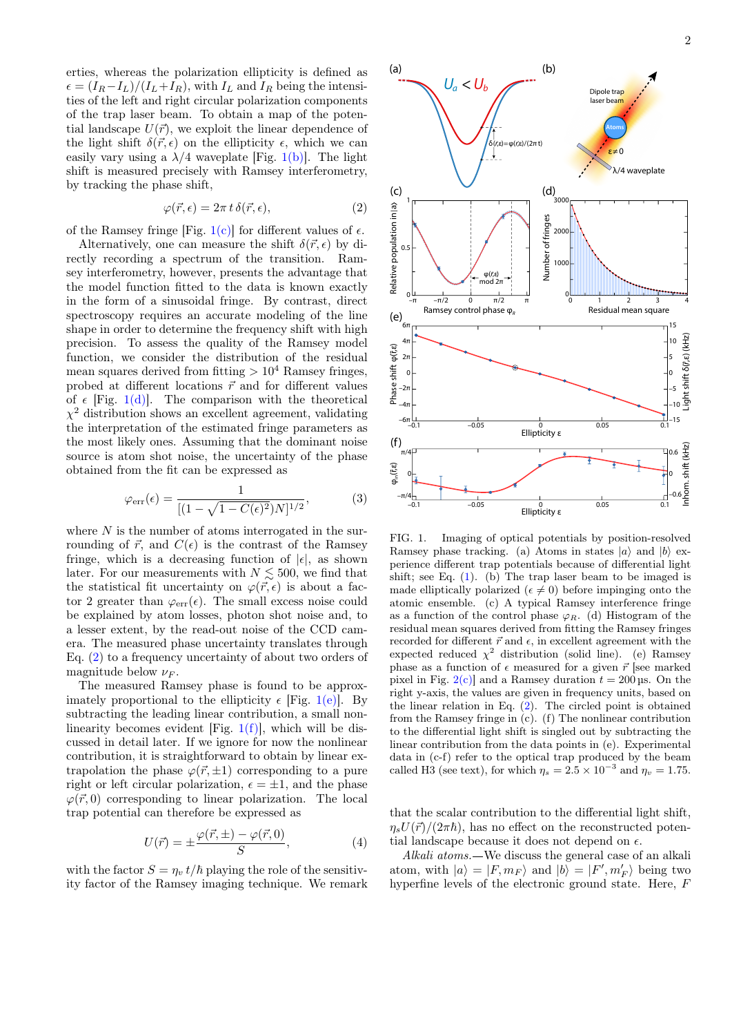erties, whereas the polarization ellipticity is defined as $\epsilon = (I_R - I_L)/(I_L + I_R)$, with $I_L$ and $I_R$ being the intensities of the left and right circular polarization components of the trap laser beam. To obtain a map of the potential landscape $U(\vec{r})$, we exploit the linear dependence of the light shift $\delta(\vec{r}, \epsilon)$ on the ellipticity $\epsilon$, which we can easily vary using a $\lambda/4$ waveplate [Fig. 1(b)]. The light shift is measured precisely with Ramsey interferometry, by tracking the phase shift,

$$\varphi(\vec{r}, \epsilon) = 2\pi\, t\, \delta(\vec{r}, \epsilon), \tag{2}$$

of the Ramsey fringe [Fig. 1(c)] for different values of $\epsilon$.

Alternatively, one can measure the shift $\delta(\vec{r}, \epsilon)$ by directly recording a spectrum of the transition. Ramsey interferometry, however, presents the advantage that the model function fitted to the data is known exactly in the form of a sinusoidal fringe. By contrast, direct spectroscopy requires an accurate modeling of the line shape in order to determine the frequency shift with high precision. To assess the quality of the Ramsey model function, we consider the distribution of the residual mean squares derived from fitting $> 10^4$ Ramsey fringes, probed at different locations $\vec{r}$ and for different values of $\epsilon$ [Fig. 1(d)]. The comparison with the theoretical $\chi^2$ distribution shows an excellent agreement, validating the interpretation of the estimated fringe parameters as the most likely ones. Assuming that the dominant noise source is atom shot noise, the uncertainty of the phase obtained from the fit can be expressed as

$$\varphi_{\mathrm{err}}(\epsilon) = \frac{1}{[(1 - \sqrt{1 - C(\epsilon)^2})N]^{1/2}}, \tag{3}$$

where $N$ is the number of atoms interrogated in the surrounding of $\vec{r}$, and $C(\epsilon)$ is the contrast of the Ramsey fringe, which is a decreasing function of $|\epsilon|$, as shown later. For our measurements with $N \lesssim 500$, we find that the statistical fit uncertainty on $\varphi(\vec{r}, \epsilon)$ is about a factor 2 greater than $\varphi_{\mathrm{err}}(\epsilon)$. The small excess noise could be explained by atom losses, photon shot noise and, to a lesser extent, by the read-out noise of the CCD camera. The measured phase uncertainty translates through Eq. (2) to a frequency uncertainty of about two orders of magnitude below $\nu_F$.

The measured Ramsey phase is found to be approximately proportional to the ellipticity $\epsilon$ [Fig. 1(e)]. By subtracting the leading linear contribution, a small nonlinearity becomes evident [Fig. 1(f)], which will be discussed in detail later. If we ignore for now the nonlinear contribution, it is straightforward to obtain by linear extrapolation the phase $\varphi(\vec{r}, \pm 1)$ corresponding to a pure right or left circular polarization, $\epsilon = \pm 1$, and the phase $\varphi(\vec{r}, 0)$ corresponding to linear polarization. The local trap potential can therefore be expressed as

$$U(\vec{r}) = \pm \frac{\varphi(\vec{r}, \pm) - \varphi(\vec{r}, 0)}{S}, \tag{4}$$

with the factor $S = \eta_v\, t/\hbar$ playing the role of the sensitivity factor of the Ramsey imaging technique. We remark that the scalar contribution to the differential light shift, $\eta_s U(\vec{r})/(2\pi\hbar)$, has no effect on the reconstructed potential landscape because it does not depend on $\epsilon$.

FIG. 1. Imaging of optical potentials by position-resolved Ramsey phase tracking. (a) Atoms in states $|a\rangle$ and $|b\rangle$ experience different trap potentials because of differential light shift; see Eq. (1). (b) The trap laser beam to be imaged is made elliptically polarized ($\epsilon \neq 0$) before impinging onto the atomic ensemble. (c) A typical Ramsey interference fringe as a function of the control phase $\varphi_R$. (d) Histogram of the residual mean squares derived from fitting the Ramsey fringes recorded for different $\vec{r}$ and $\epsilon$, in excellent agreement with the expected reduced $\chi^2$ distribution (solid line). (e) Ramsey phase as a function of $\epsilon$ measured for a given $\vec{r}$ [see marked pixel in Fig. 2(c)] and a Ramsey duration $t = 200\,\mu$s. On the right y-axis, the values are given in frequency units, based on the linear relation in Eq. (2). The circled point is obtained from the Ramsey fringe in (c). (f) The nonlinear contribution to the differential light shift is singled out by subtracting the linear contribution from the data points in (e). Experimental data in (c-f) refer to the optical trap produced by the beam called H3 (see text), for which $\eta_s = 2.5 \times 10^{-3}$ and $\eta_v = 1.75$.

*Alkali atoms.*—We discuss the general case of an alkali atom, with $|a\rangle = |F, m_F\rangle$ and $|b\rangle = |F', m'_F\rangle$ being two hyperfine levels of the electronic ground state. Here, $F$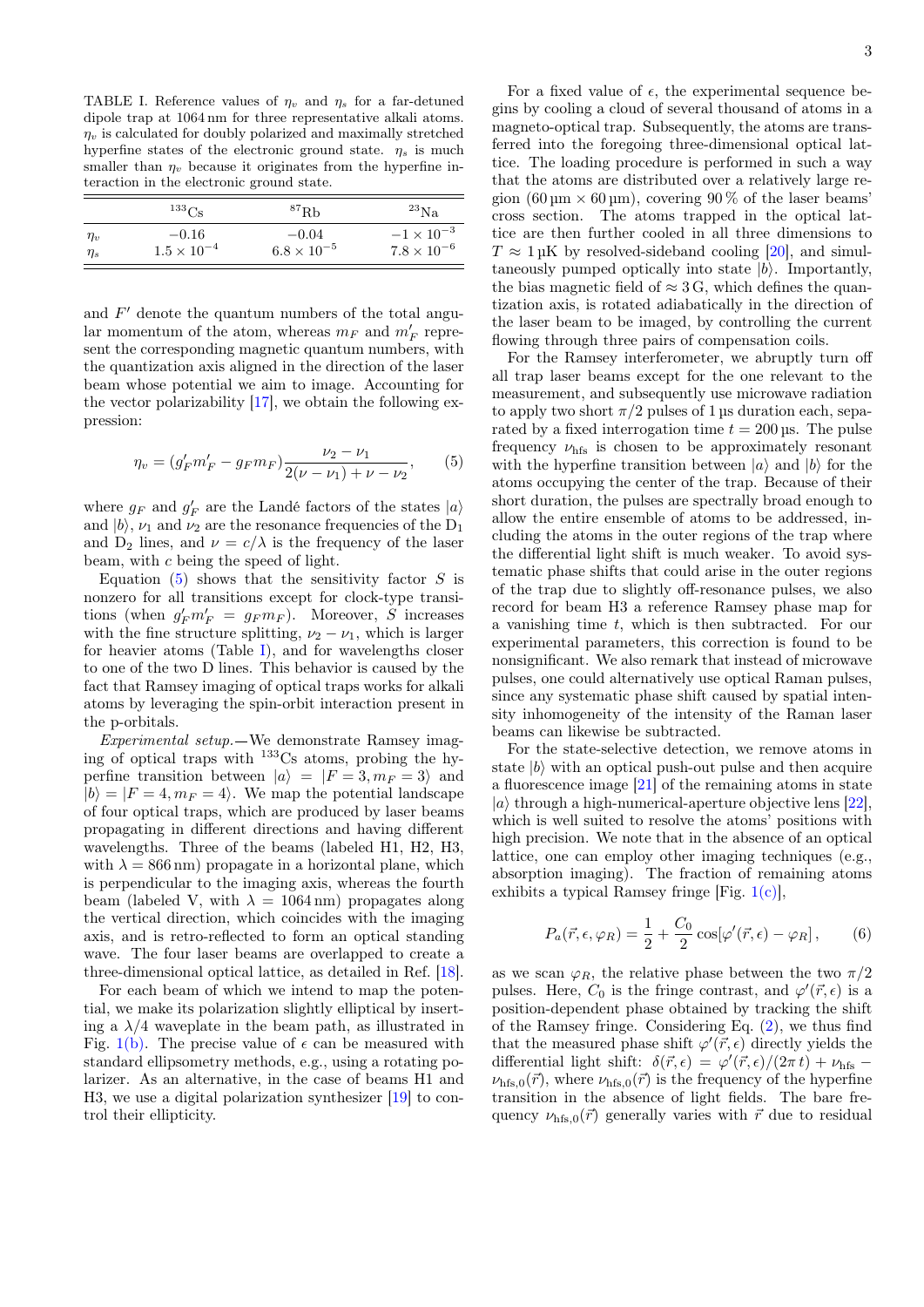TABLE I. Reference values of $\eta_v$ and $\eta_s$ for a far-detuned dipole trap at 1064 nm for three representative alkali atoms. $\eta_v$ is calculated for doubly polarized and maximally stretched hyperfine states of the electronic ground state. $\eta_s$ is much smaller than $\eta_v$ because it originates from the hyperfine interaction in the electronic ground state.

| | $^{133}$Cs | $^{87}$Rb | $^{23}$Na |
|---|---|---|---|
| $\eta_v$ | $-0.16$ | $-0.04$ | $-1\times10^{-3}$ |
| $\eta_s$ | $1.5\times10^{-4}$ | $6.8\times10^{-5}$ | $7.8\times10^{-6}$ |

and $F'$ denote the quantum numbers of the total angular momentum of the atom, whereas $m_F$ and $m_F'$ represent the corresponding magnetic quantum numbers, with the quantization axis aligned in the direction of the laser beam whose potential we aim to image. Accounting for the vector polarizability [17], we obtain the following expression:

$$\eta_v = (g_F' m_F' - g_F m_F)\frac{\nu_2 - \nu_1}{2(\nu - \nu_1) + \nu - \nu_2}, \qquad (5)$$

where $g_F$ and $g_F'$ are the Landé factors of the states $|a\rangle$ and $|b\rangle$, $\nu_1$ and $\nu_2$ are the resonance frequencies of the $D_1$ and $D_2$ lines, and $\nu = c/\lambda$ is the frequency of the laser beam, with $c$ being the speed of light.

Equation (5) shows that the sensitivity factor $S$ is nonzero for all transitions except for clock-type transitions (when $g_F' m_F' = g_F m_F$). Moreover, $S$ increases with the fine structure splitting, $\nu_2 - \nu_1$, which is larger for heavier atoms (Table I), and for wavelengths closer to one of the two D lines. This behavior is caused by the fact that Ramsey imaging of optical traps works for alkali atoms by leveraging the spin-orbit interaction present in the p-orbitals.

*Experimental setup.*—We demonstrate Ramsey imaging of optical traps with $^{133}$Cs atoms, probing the hyperfine transition between $|a\rangle = |F=3, m_F=3\rangle$ and $|b\rangle = |F=4, m_F=4\rangle$. We map the potential landscape of four optical traps, which are produced by laser beams propagating in different directions and having different wavelengths. Three of the beams (labeled H1, H2, H3, with $\lambda = 866$ nm) propagate in a horizontal plane, which is perpendicular to the imaging axis, whereas the fourth beam (labeled V, with $\lambda = 1064$ nm) propagates along the vertical direction, which coincides with the imaging axis, and is retro-reflected to form an optical standing wave. The four laser beams are overlapped to create a three-dimensional optical lattice, as detailed in Ref. [18].

For each beam of which we intend to map the potential, we make its polarization slightly elliptical by inserting a $\lambda/4$ waveplate in the beam path, as illustrated in Fig. 1(b). The precise value of $\epsilon$ can be measured with standard ellipsometry methods, e.g., using a rotating polarizer. As an alternative, in the case of beams H1 and H3, we use a digital polarization synthesizer [19] to control their ellipticity.

For a fixed value of $\epsilon$, the experimental sequence begins by cooling a cloud of several thousand of atoms in a magneto-optical trap. Subsequently, the atoms are transferred into the foregoing three-dimensional optical lattice. The loading procedure is performed in such a way that the atoms are distributed over a relatively large region (60 µm × 60 µm), covering 90 % of the laser beams' cross section. The atoms trapped in the optical lattice are then further cooled in all three dimensions to $T \approx 1$ µK by resolved-sideband cooling [20], and simultaneously pumped optically into state $|b\rangle$. Importantly, the bias magnetic field of $\approx 3$ G, which defines the quantization axis, is rotated adiabatically in the direction of the laser beam to be imaged, by controlling the current flowing through three pairs of compensation coils.

For the Ramsey interferometer, we abruptly turn off all trap laser beams except for the one relevant to the measurement, and subsequently use microwave radiation to apply two short $\pi/2$ pulses of 1 µs duration each, separated by a fixed interrogation time $t = 200$ µs. The pulse frequency $\nu_{\text{hfs}}$ is chosen to be approximately resonant with the hyperfine transition between $|a\rangle$ and $|b\rangle$ for the atoms occupying the center of the trap. Because of their short duration, the pulses are spectrally broad enough to allow the entire ensemble of atoms to be addressed, including the atoms in the outer regions of the trap where the differential light shift is much weaker. To avoid systematic phase shifts that could arise in the outer regions of the trap due to slightly off-resonance pulses, we also record for beam H3 a reference Ramsey phase map for a vanishing time $t$, which is then subtracted. For our experimental parameters, this correction is found to be nonsignificant. We also remark that instead of microwave pulses, one could alternatively use optical Raman pulses, since any systematic phase shift caused by spatial intensity inhomogeneity of the intensity of the Raman laser beams can likewise be subtracted.

For the state-selective detection, we remove atoms in state $|b\rangle$ with an optical push-out pulse and then acquire a fluorescence image [21] of the remaining atoms in state $|a\rangle$ through a high-numerical-aperture objective lens [22], which is well suited to resolve the atoms' positions with high precision. We note that in the absence of an optical lattice, one can employ other imaging techniques (e.g., absorption imaging). The fraction of remaining atoms exhibits a typical Ramsey fringe [Fig. 1(c)],

$$P_a(\vec{r}, \epsilon, \varphi_R) = \frac{1}{2} + \frac{C_0}{2}\cos[\varphi'(\vec{r}, \epsilon) - \varphi_R], \qquad (6)$$

as we scan $\varphi_R$, the relative phase between the two $\pi/2$ pulses. Here, $C_0$ is the fringe contrast, and $\varphi'(\vec{r}, \epsilon)$ is a position-dependent phase obtained by tracking the shift of the Ramsey fringe. Considering Eq. (2), we thus find that the measured phase shift $\varphi'(\vec{r}, \epsilon)$ directly yields the differential light shift: $\delta(\vec{r}, \epsilon) = \varphi'(\vec{r}, \epsilon)/(2\pi\, t) + \nu_{\text{hfs}} - \nu_{\text{hfs},0}(\vec{r})$, where $\nu_{\text{hfs},0}(\vec{r})$ is the frequency of the hyperfine transition in the absence of light fields. The bare frequency $\nu_{\text{hfs},0}(\vec{r})$ generally varies with $\vec{r}$ due to residual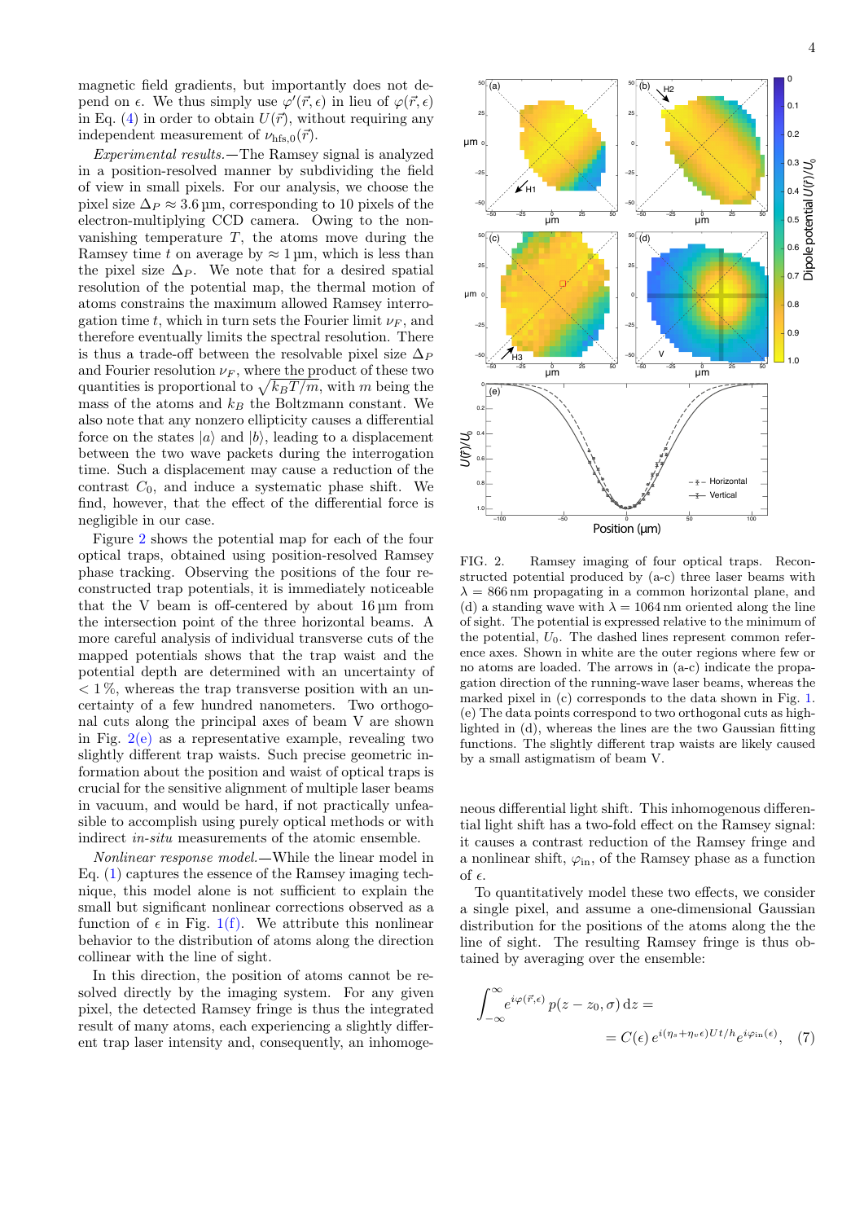magnetic field gradients, but importantly does not depend on $\epsilon$. We thus simply use $\varphi'(\vec{r},\epsilon)$ in lieu of $\varphi(\vec{r},\epsilon)$ in Eq. (4) in order to obtain $U(\vec{r})$, without requiring any independent measurement of $\nu_{\mathrm{hfs},0}(\vec{r})$.

*Experimental results.*—The Ramsey signal is analyzed in a position-resolved manner by subdividing the field of view in small pixels. For our analysis, we choose the pixel size $\Delta_P \approx 3.6\,\mu\mathrm{m}$, corresponding to 10 pixels of the electron-multiplying CCD camera. Owing to the non-vanishing temperature $T$, the atoms move during the Ramsey time $t$ on average by $\approx 1\,\mu\mathrm{m}$, which is less than the pixel size $\Delta_P$. We note that for a desired spatial resolution of the potential map, the thermal motion of atoms constrains the maximum allowed Ramsey interrogation time $t$, which in turn sets the Fourier limit $\nu_F$, and therefore eventually limits the spectral resolution. There is thus a trade-off between the resolvable pixel size $\Delta_P$ and Fourier resolution $\nu_F$, where the product of these two quantities is proportional to $\sqrt{k_B T/m}$, with $m$ being the mass of the atoms and $k_B$ the Boltzmann constant. We also note that any nonzero ellipticity causes a differential force on the states $|a\rangle$ and $|b\rangle$, leading to a displacement between the two wave packets during the interrogation time. Such a displacement may cause a reduction of the contrast $C_0$, and induce a systematic phase shift. We find, however, that the effect of the differential force is negligible in our case.

Figure 2 shows the potential map for each of the four optical traps, obtained using position-resolved Ramsey phase tracking. Observing the positions of the four reconstructed trap potentials, it is immediately noticeable that the V beam is off-centered by about $16\,\mu\mathrm{m}$ from the intersection point of the three horizontal beams. A more careful analysis of individual transverse cuts of the mapped potentials shows that the trap waist and the potential depth are determined with an uncertainty of $< 1\,\%$, whereas the trap transverse position with an uncertainty of a few hundred nanometers. Two orthogonal cuts along the principal axes of beam V are shown in Fig. 2(e) as a representative example, revealing two slightly different trap waists. Such precise geometric information about the position and waist of optical traps is crucial for the sensitive alignment of multiple laser beams in vacuum, and would be hard, if not practically unfeasible to accomplish using purely optical methods or with indirect *in-situ* measurements of the atomic ensemble.

FIG. 2. Ramsey imaging of four optical traps. Reconstructed potential produced by (a-c) three laser beams with $\lambda = 866\,\mathrm{nm}$ propagating in a common horizontal plane, and (d) a standing wave with $\lambda = 1064\,\mathrm{nm}$ oriented along the line of sight. The potential is expressed relative to the minimum of the potential, $U_0$. The dashed lines represent common reference axes. Shown in white are the outer regions where few or no atoms are loaded. The arrows in (a-c) indicate the propagation direction of the running-wave laser beams, whereas the marked pixel in (c) corresponds to the data shown in Fig. 1. (e) The data points correspond to two orthogonal cuts as highlighted in (d), whereas the lines are the two Gaussian fitting functions. The slightly different trap waists are likely caused by a small astigmatism of beam V.

*Nonlinear response model.*—While the linear model in Eq. (1) captures the essence of the Ramsey imaging technique, this model alone is not sufficient to explain the small but significant nonlinear corrections observed as a function of $\epsilon$ in Fig. 1(f). We attribute this nonlinear behavior to the distribution of atoms along the direction collinear with the line of sight.

In this direction, the position of atoms cannot be resolved directly by the imaging system. For any given pixel, the detected Ramsey fringe is thus the integrated result of many atoms, each experiencing a slightly different trap laser intensity and, consequently, an inhomogeneous differential light shift. This inhomogenous differential light shift has a two-fold effect on the Ramsey signal: it causes a contrast reduction of the Ramsey fringe and a nonlinear shift, $\varphi_{\mathrm{in}}$, of the Ramsey phase as a function of $\epsilon$.

To quantitatively model these two effects, we consider a single pixel, and assume a one-dimensional Gaussian distribution for the positions of the atoms along the the line of sight. The resulting Ramsey fringe is thus obtained by averaging over the ensemble:

$$\int_{-\infty}^{\infty} e^{i\varphi(\vec{r},\epsilon)}\, p(z-z_0,\sigma)\,\mathrm{d}z = \\ = C(\epsilon)\, e^{i(\eta_s+\eta_v\epsilon)Ut/h} e^{i\varphi_{\mathrm{in}}(\epsilon)}, \quad (7)$$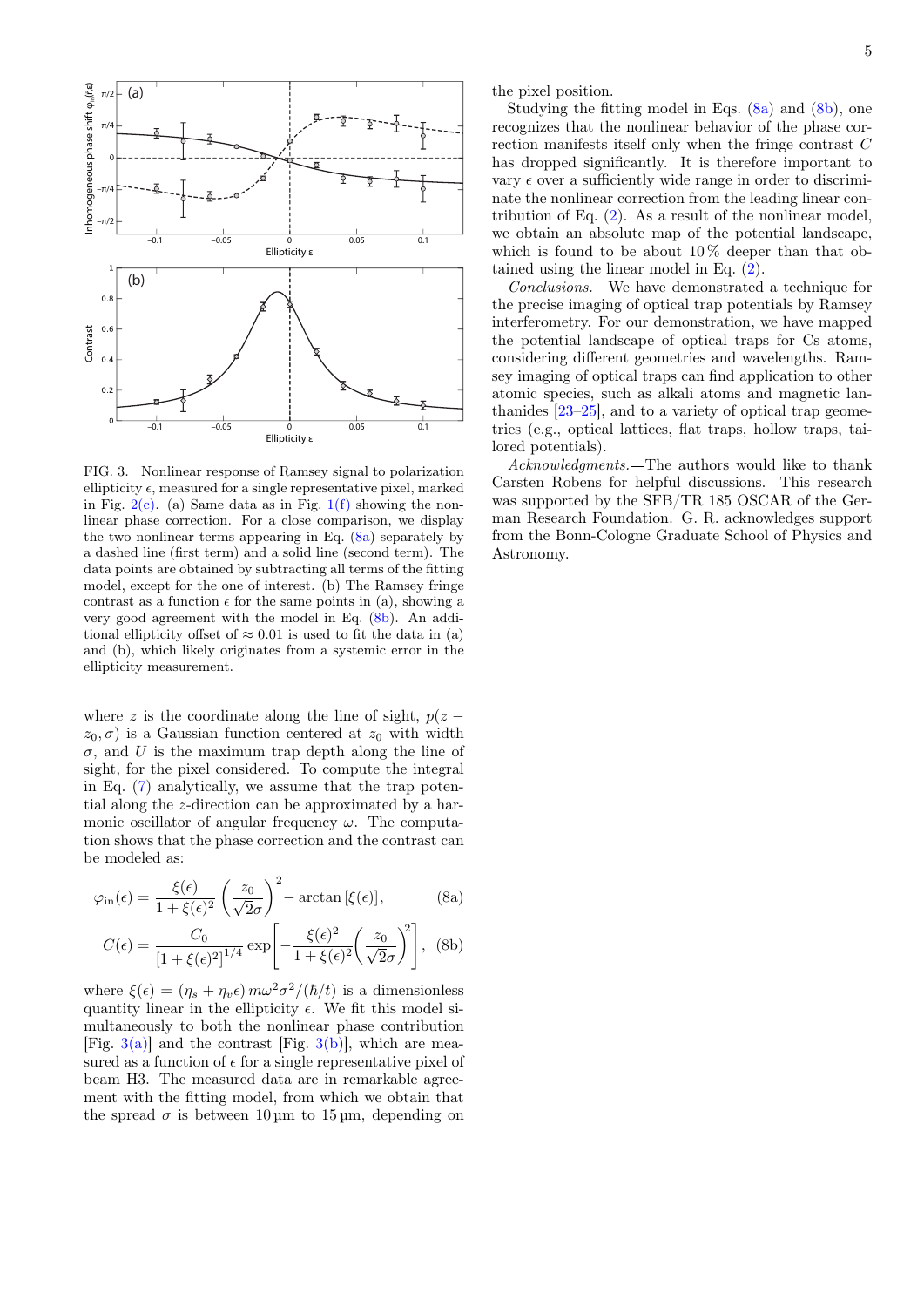FIG. 3. Nonlinear response of Ramsey signal to polarization ellipticity $\epsilon$, measured for a single representative pixel, marked in Fig. 2(c). (a) Same data as in Fig. 1(f) showing the nonlinear phase correction. For a close comparison, we display the two nonlinear terms appearing in Eq. (8a) separately by a dashed line (first term) and a solid line (second term). The data points are obtained by subtracting all terms of the fitting model, except for the one of interest. (b) The Ramsey fringe contrast as a function $\epsilon$ for the same points in (a), showing a very good agreement with the model in Eq. (8b). An additional ellipticity offset of $\approx 0.01$ is used to fit the data in (a) and (b), which likely originates from a systemic error in the ellipticity measurement.

where $z$ is the coordinate along the line of sight, $p(z - z_0, \sigma)$ is a Gaussian function centered at $z_0$ with width $\sigma$, and $U$ is the maximum trap depth along the line of sight, for the pixel considered. To compute the integral in Eq. (7) analytically, we assume that the trap potential along the $z$-direction can be approximated by a harmonic oscillator of angular frequency $\omega$. The computation shows that the phase correction and the contrast can be modeled as:

$$\varphi_{\text{in}}(\epsilon) = \frac{\xi(\epsilon)}{1+\xi(\epsilon)^2}\left(\frac{z_0}{\sqrt{2}\sigma}\right)^2 - \arctan\left[\xi(\epsilon)\right], \tag{8a}$$

$$C(\epsilon) = \frac{C_0}{\left[1+\xi(\epsilon)^2\right]^{1/4}} \exp\left[-\frac{\xi(\epsilon)^2}{1+\xi(\epsilon)^2}\left(\frac{z_0}{\sqrt{2}\sigma}\right)^2\right], \tag{8b}$$

where $\xi(\epsilon) = (\eta_s + \eta_v \epsilon)\, m\omega^2\sigma^2/(\hbar/t)$ is a dimensionless quantity linear in the ellipticity $\epsilon$. We fit this model simultaneously to both the nonlinear phase contribution [Fig. 3(a)] and the contrast [Fig. 3(b)], which are measured as a function of $\epsilon$ for a single representative pixel of beam H3. The measured data are in remarkable agreement with the fitting model, from which we obtain that the spread $\sigma$ is between 10 µm to 15 µm, depending on the pixel position.

Studying the fitting model in Eqs. (8a) and (8b), one recognizes that the nonlinear behavior of the phase correction manifests itself only when the fringe contrast $C$ has dropped significantly. It is therefore important to vary $\epsilon$ over a sufficiently wide range in order to discriminate the nonlinear correction from the leading linear contribution of Eq. (2). As a result of the nonlinear model, we obtain an absolute map of the potential landscape, which is found to be about 10 % deeper than that obtained using the linear model in Eq. (2).

*Conclusions.*—We have demonstrated a technique for the precise imaging of optical trap potentials by Ramsey interferometry. For our demonstration, we have mapped the potential landscape of optical traps for Cs atoms, considering different geometries and wavelengths. Ramsey imaging of optical traps can find application to other atomic species, such as alkali atoms and magnetic lanthanides [23–25], and to a variety of optical trap geometries (e.g., optical lattices, flat traps, hollow traps, tailored potentials).

*Acknowledgments.*—The authors would like to thank Carsten Robens for helpful discussions. This research was supported by the SFB/TR 185 OSCAR of the German Research Foundation. G. R. acknowledges support from the Bonn-Cologne Graduate School of Physics and Astronomy.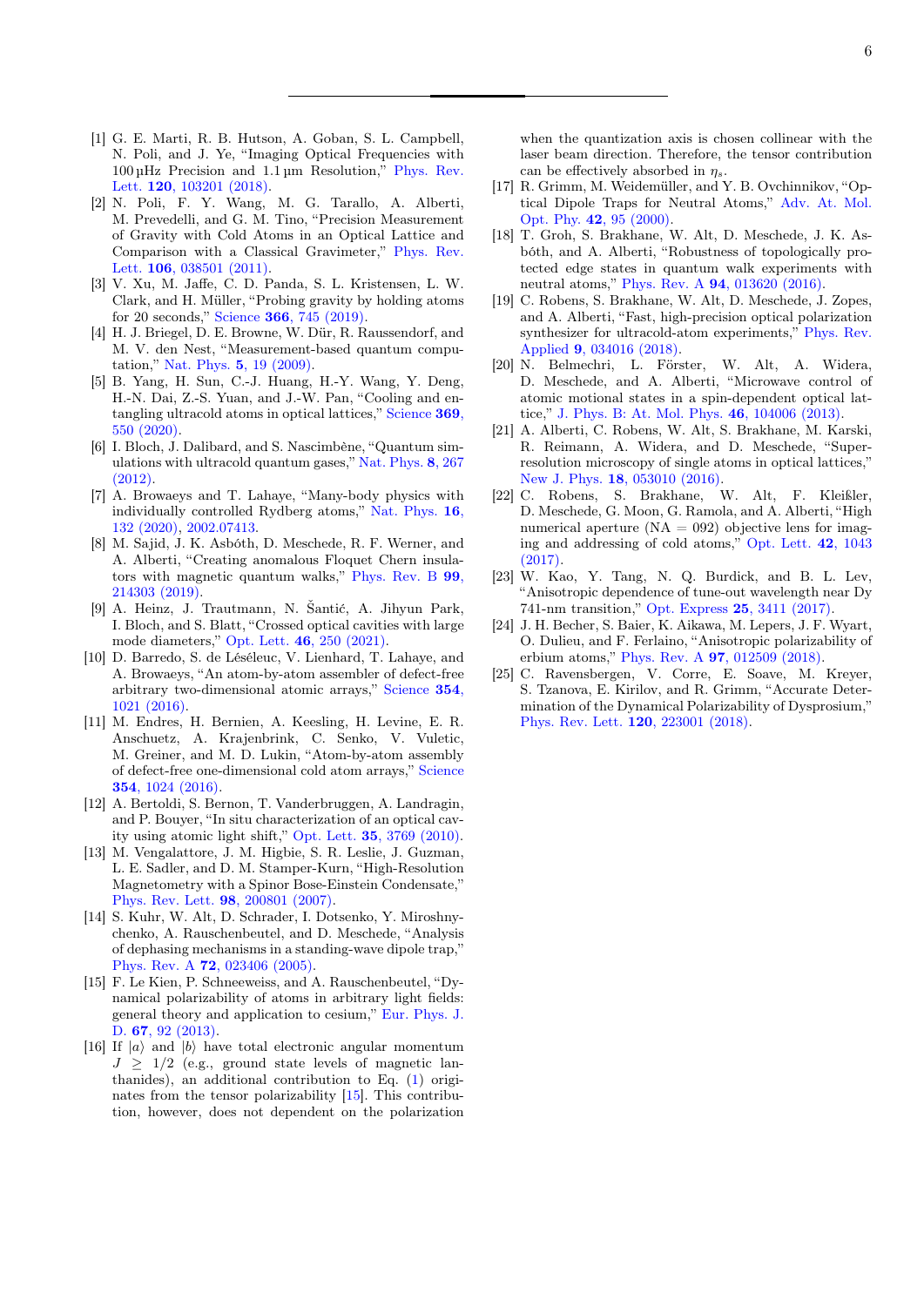[1] G. E. Marti, R. B. Hutson, A. Goban, S. L. Campbell, N. Poli, and J. Ye, "Imaging Optical Frequencies with 100 µHz Precision and 1.1 µm Resolution," Phys. Rev. Lett. **120**, 103201 (2018).

[2] N. Poli, F. Y. Wang, M. G. Tarallo, A. Alberti, M. Prevedelli, and G. M. Tino, "Precision Measurement of Gravity with Cold Atoms in an Optical Lattice and Comparison with a Classical Gravimeter," Phys. Rev. Lett. **106**, 038501 (2011).

[3] V. Xu, M. Jaffe, C. D. Panda, S. L. Kristensen, L. W. Clark, and H. Müller, "Probing gravity by holding atoms for 20 seconds," Science **366**, 745 (2019).

[4] H. J. Briegel, D. E. Browne, W. Dür, R. Raussendorf, and M. V. den Nest, "Measurement-based quantum computation," Nat. Phys. **5**, 19 (2009).

[5] B. Yang, H. Sun, C.-J. Huang, H.-Y. Wang, Y. Deng, H.-N. Dai, Z.-S. Yuan, and J.-W. Pan, "Cooling and entangling ultracold atoms in optical lattices," Science **369**, 550 (2020).

[6] I. Bloch, J. Dalibard, and S. Nascimbène, "Quantum simulations with ultracold quantum gases," Nat. Phys. **8**, 267 (2012).

[7] A. Browaeys and T. Lahaye, "Many-body physics with individually controlled Rydberg atoms," Nat. Phys. **16**, 132 (2020), 2002.07413.

[8] M. Sajid, J. K. Asbóth, D. Meschede, R. F. Werner, and A. Alberti, "Creating anomalous Floquet Chern insulators with magnetic quantum walks," Phys. Rev. B **99**, 214303 (2019).

[9] A. Heinz, J. Trautmann, N. Šantić, A. Jihyun Park, I. Bloch, and S. Blatt, "Crossed optical cavities with large mode diameters," Opt. Lett. **46**, 250 (2021).

[10] D. Barredo, S. de Léséleuc, V. Lienhard, T. Lahaye, and A. Browaeys, "An atom-by-atom assembler of defect-free arbitrary two-dimensional atomic arrays," Science **354**, 1021 (2016).

[11] M. Endres, H. Bernien, A. Keesling, H. Levine, E. R. Anschuetz, A. Krajenbrink, C. Senko, V. Vuletic, M. Greiner, and M. D. Lukin, "Atom-by-atom assembly of defect-free one-dimensional cold atom arrays," Science **354**, 1024 (2016).

[12] A. Bertoldi, S. Bernon, T. Vanderbruggen, A. Landragin, and P. Bouyer, "In situ characterization of an optical cavity using atomic light shift," Opt. Lett. **35**, 3769 (2010).

[13] M. Vengalattore, J. M. Higbie, S. R. Leslie, J. Guzman, L. E. Sadler, and D. M. Stamper-Kurn, "High-Resolution Magnetometry with a Spinor Bose-Einstein Condensate," Phys. Rev. Lett. **98**, 200801 (2007).

[14] S. Kuhr, W. Alt, D. Schrader, I. Dotsenko, Y. Miroshnychenko, A. Rauschenbeutel, and D. Meschede, "Analysis of dephasing mechanisms in a standing-wave dipole trap," Phys. Rev. A **72**, 023406 (2005).

[15] F. Le Kien, P. Schneeweiss, and A. Rauschenbeutel, "Dynamical polarizability of atoms in arbitrary light fields: general theory and application to cesium," Eur. Phys. J. D. **67**, 92 (2013).

[16] If $|a\rangle$ and $|b\rangle$ have total electronic angular momentum $J \geq 1/2$ (e.g., ground state levels of magnetic lanthanides), an additional contribution to Eq. (1) originates from the tensor polarizability [15]. This contribution, however, does not dependent on the polarization when the quantization axis is chosen collinear with the laser beam direction. Therefore, the tensor contribution can be effectively absorbed in $\eta_s$.

[17] R. Grimm, M. Weidemüller, and Y. B. Ovchinnikov, "Optical Dipole Traps for Neutral Atoms," Adv. At. Mol. Opt. Phy. **42**, 95 (2000).

[18] T. Groh, S. Brakhane, W. Alt, D. Meschede, J. K. Asbóth, and A. Alberti, "Robustness of topologically protected edge states in quantum walk experiments with neutral atoms," Phys. Rev. A **94**, 013620 (2016).

[19] C. Robens, S. Brakhane, W. Alt, D. Meschede, J. Zopes, and A. Alberti, "Fast, high-precision optical polarization synthesizer for ultracold-atom experiments," Phys. Rev. Applied **9**, 034016 (2018).

[20] N. Belmechri, L. Förster, W. Alt, A. Widera, D. Meschede, and A. Alberti, "Microwave control of atomic motional states in a spin-dependent optical lattice," J. Phys. B: At. Mol. Phys. **46**, 104006 (2013).

[21] A. Alberti, C. Robens, W. Alt, S. Brakhane, M. Karski, R. Reimann, A. Widera, and D. Meschede, "Super-resolution microscopy of single atoms in optical lattices," New J. Phys. **18**, 053010 (2016).

[22] C. Robens, S. Brakhane, W. Alt, F. Kleißler, D. Meschede, G. Moon, G. Ramola, and A. Alberti, "High numerical aperture (NA = 092) objective lens for imaging and addressing of cold atoms," Opt. Lett. **42**, 1043 (2017).

[23] W. Kao, Y. Tang, N. Q. Burdick, and B. L. Lev, "Anisotropic dependence of tune-out wavelength near Dy 741-nm transition," Opt. Express **25**, 3411 (2017).

[24] J. H. Becher, S. Baier, K. Aikawa, M. Lepers, J. F. Wyart, O. Dulieu, and F. Ferlaino, "Anisotropic polarizability of erbium atoms," Phys. Rev. A **97**, 012509 (2018).

[25] C. Ravensbergen, V. Corre, E. Soave, M. Kreyer, S. Tzanova, E. Kirilov, and R. Grimm, "Accurate Determination of the Dynamical Polarizability of Dysprosium," Phys. Rev. Lett. **120**, 223001 (2018).